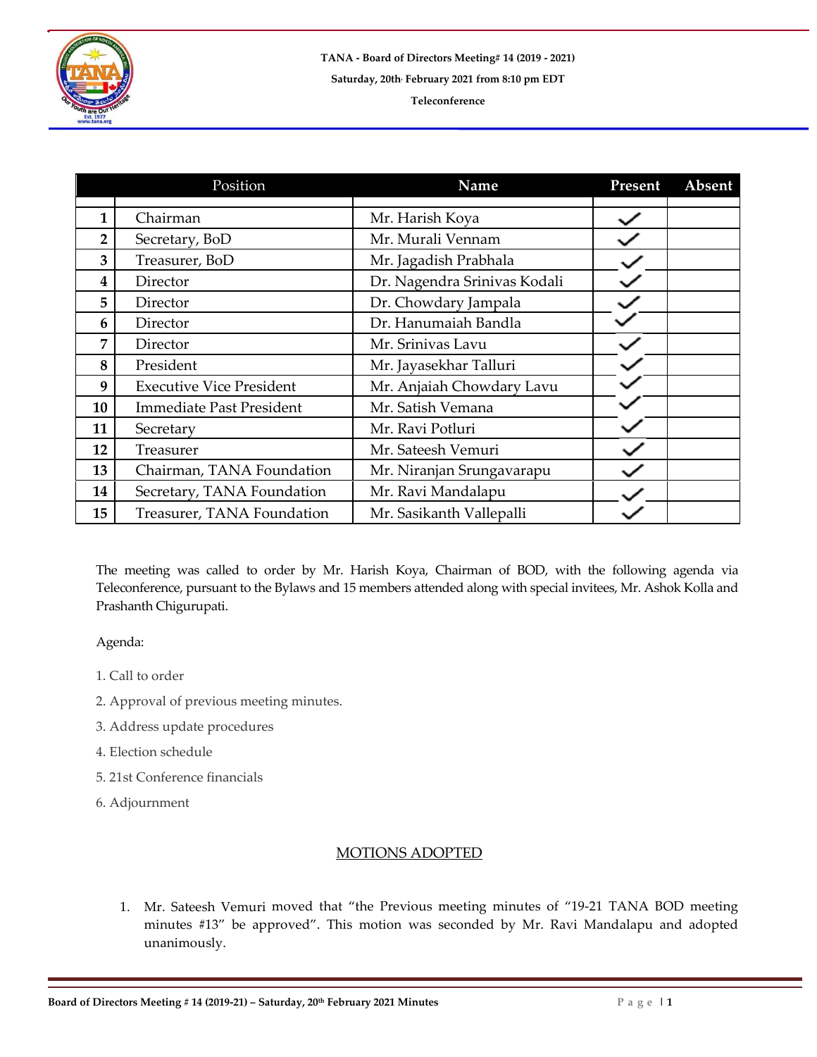**TANA - Board of Directors Meeting# 14 (2019 - 2021)**

**Saturday, 20th February 2021 from 8:10 pm EDT**

**Teleconference**

| | Position | Name | Present | Absent |
|---|---|---|---|---|
| **1** | Chairman | Mr. Harish Koya | ✓ | |
| **2** | Secretary, BoD | Mr. Murali Vennam | ✓ | |
| **3** | Treasurer, BoD | Mr. Jagadish Prabhala | ✓ | |
| **4** | Director | Dr. Nagendra Srinivas Kodali | ✓ | |
| **5** | Director | Dr. Chowdary Jampala | ✓ | |
| **6** | Director | Dr. Hanumaiah Bandla | ✓ | |
| **7** | Director | Mr. Srinivas Lavu | ✓ | |
| **8** | President | Mr. Jayasekhar Talluri | ✓ | |
| **9** | Executive Vice President | Mr. Anjaiah Chowdary Lavu | ✓ | |
| **10** | Immediate Past President | Mr. Satish Vemana | ✓ | |
| **11** | Secretary | Mr. Ravi Potluri | ✓ | |
| **12** | Treasurer | Mr. Sateesh Vemuri | ✓ | |
| **13** | Chairman, TANA Foundation | Mr. Niranjan Srungavarapu | ✓ | |
| **14** | Secretary, TANA Foundation | Mr. Ravi Mandalapu | ✓ | |
| **15** | Treasurer, TANA Foundation | Mr. Sasikanth Vallepalli | ✓ | |

The meeting was called to order by Mr. Harish Koya, Chairman of BOD, with the following agenda via Teleconference, pursuant to the Bylaws and 15 members attended along with special invitees, Mr. Ashok Kolla and Prashanth Chigurupati.

Agenda:

1. Call to order
2. Approval of previous meeting minutes.
3. Address update procedures
4. Election schedule
5. 21st Conference financials
6. Adjournment

## MOTIONS ADOPTED

1. Mr. Sateesh Vemuri moved that "the Previous meeting minutes of "19-21 TANA BOD meeting minutes #13" be approved". This motion was seconded by Mr. Ravi Mandalapu and adopted unanimously.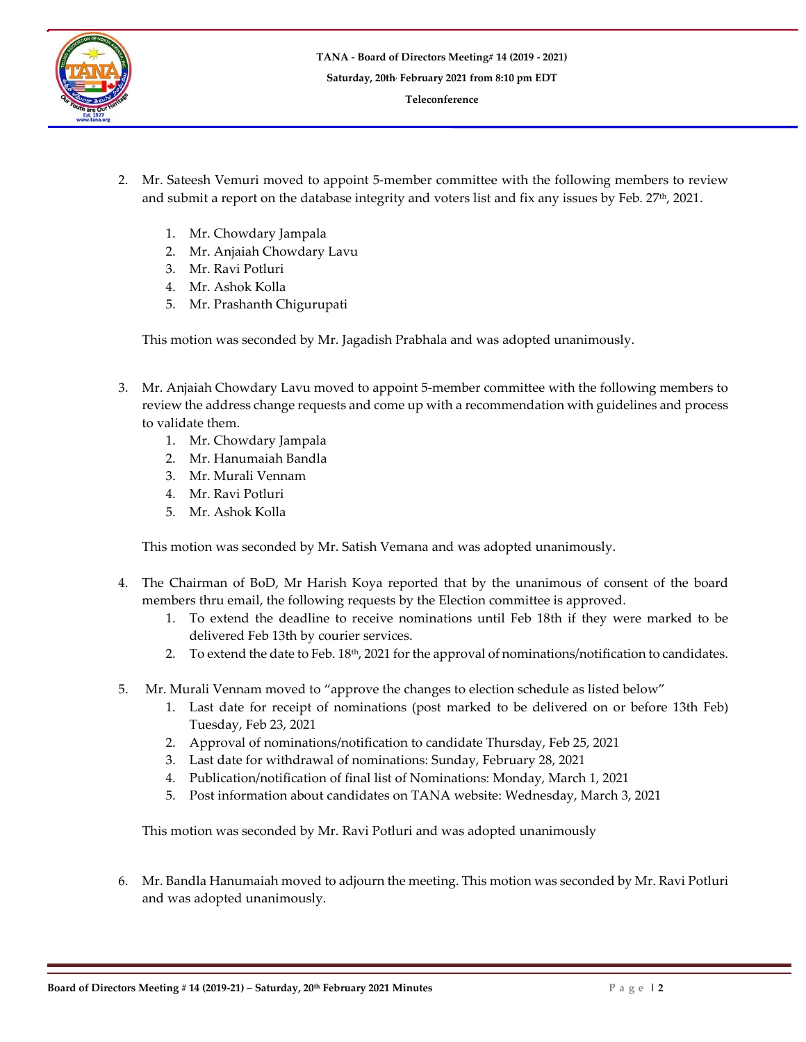2. Mr. Sateesh Vemuri moved to appoint 5-member committee with the following members to review and submit a report on the database integrity and voters list and fix any issues by Feb. 27th, 2021.

    1. Mr. Chowdary Jampala
    2. Mr. Anjaiah Chowdary Lavu
    3. Mr. Ravi Potluri
    4. Mr. Ashok Kolla
    5. Mr. Prashanth Chigurupati

    This motion was seconded by Mr. Jagadish Prabhala and was adopted unanimously.

3. Mr. Anjaiah Chowdary Lavu moved to appoint 5-member committee with the following members to review the address change requests and come up with a recommendation with guidelines and process to validate them.

    1. Mr. Chowdary Jampala
    2. Mr. Hanumaiah Bandla
    3. Mr. Murali Vennam
    4. Mr. Ravi Potluri
    5. Mr. Ashok Kolla

    This motion was seconded by Mr. Satish Vemana and was adopted unanimously.

4. The Chairman of BoD, Mr Harish Koya reported that by the unanimous of consent of the board members thru email, the following requests by the Election committee is approved.

    1. To extend the deadline to receive nominations until Feb 18th if they were marked to be delivered Feb 13th by courier services.
    2. To extend the date to Feb. 18th, 2021 for the approval of nominations/notification to candidates.

5. Mr. Murali Vennam moved to "approve the changes to election schedule as listed below"

    1. Last date for receipt of nominations (post marked to be delivered on or before 13th Feb) Tuesday, Feb 23, 2021
    2. Approval of nominations/notification to candidate Thursday, Feb 25, 2021
    3. Last date for withdrawal of nominations: Sunday, February 28, 2021
    4. Publication/notification of final list of Nominations: Monday, March 1, 2021
    5. Post information about candidates on TANA website: Wednesday, March 3, 2021

    This motion was seconded by Mr. Ravi Potluri and was adopted unanimously

6. Mr. Bandla Hanumaiah moved to adjourn the meeting. This motion was seconded by Mr. Ravi Potluri and was adopted unanimously.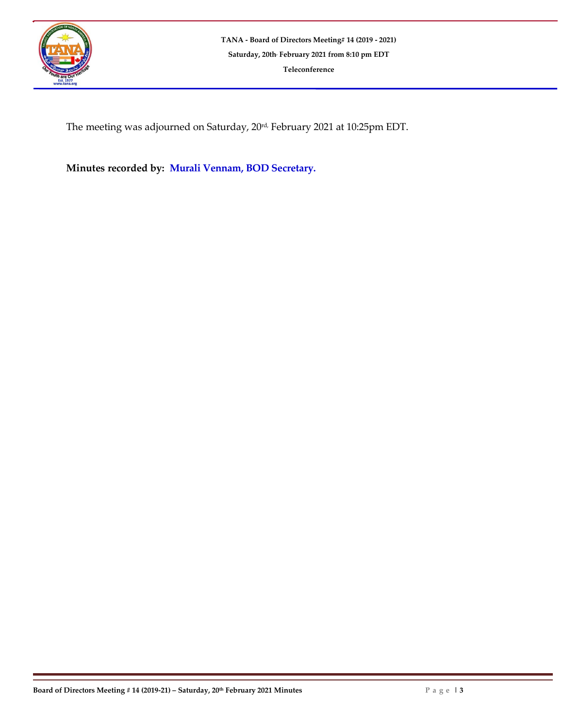The meeting was adjourned on Saturday, 20[rd,] February 2021 at 10:25pm EDT.

**Minutes recorded by: Murali Vennam, BOD Secretary.**